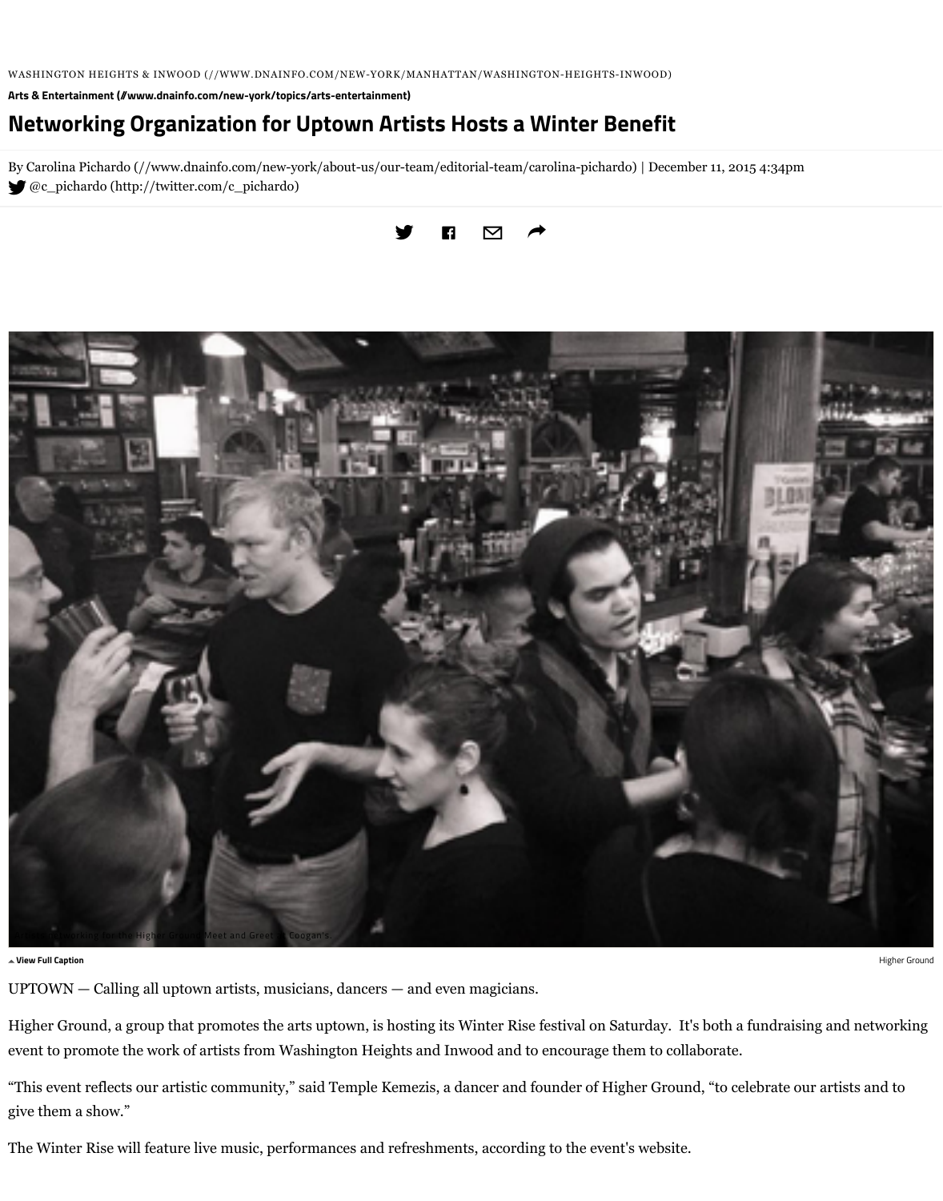WASHINGTON HEIGHTS & INWOOD (//WWW.DNAINFO.COM/NEW-YORK/MANHATTAN/WASHINGTON-HEIGHTS-INWOOD)

**Arts & Entertainment (//www.dnainfo.com/new-york/topics/arts-entertainment)**

# Networking Organization for Uptown Artists Hosts a Winter Benefit

By Carolina Pichardo (//www.dnainfo.com/new-york/about-us/our-team/editorial-team/carolina-pichardo) | December 11, 2015 4:34pm
@c_pichardo (http://twitter.com/c_pichardo)

Networking for the Higher Ground Meet and Greet at Coogan's.

**View Full Caption**

Higher Ground

UPTOWN — Calling all uptown artists, musicians, dancers — and even magicians.

Higher Ground, a group that promotes the arts uptown, is hosting its Winter Rise festival on Saturday. It's both a fundraising and networking event to promote the work of artists from Washington Heights and Inwood and to encourage them to collaborate.

“This event reflects our artistic community,” said Temple Kemezis, a dancer and founder of Higher Ground, “to celebrate our artists and to give them a show.”

The Winter Rise will feature live music, performances and refreshments, according to the event's website.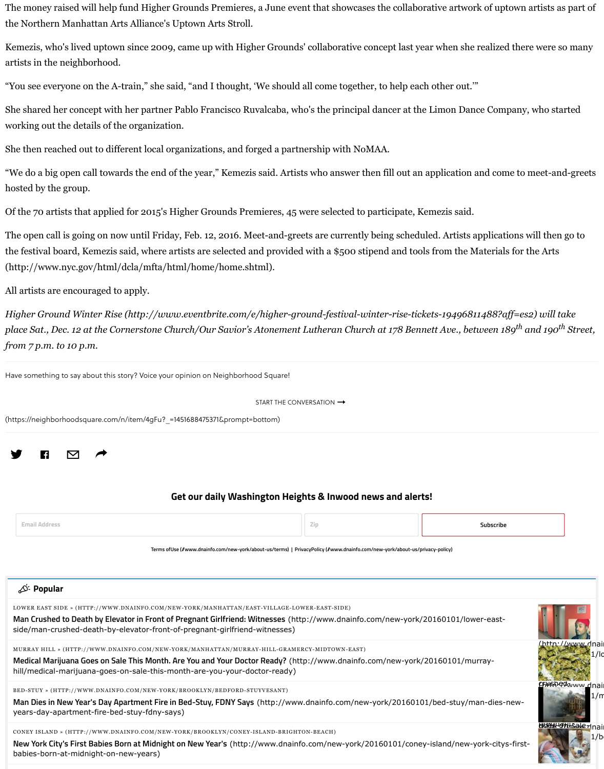The money raised will help fund Higher Grounds Premieres, a June event that showcases the collaborative artwork of uptown artists as part of the Northern Manhattan Arts Alliance's Uptown Arts Stroll.

Kemezis, who's lived uptown since 2009, came up with Higher Grounds' collaborative concept last year when she realized there were so many artists in the neighborhood.

"You see everyone on the A-train," she said, "and I thought, 'We should all come together, to help each other out.'"

She shared her concept with her partner Pablo Francisco Ruvalcaba, who's the principal dancer at the Limon Dance Company, who started working out the details of the organization.

She then reached out to different local organizations, and forged a partnership with NoMAA.

"We do a big open call towards the end of the year," Kemezis said. Artists who answer then fill out an application and come to meet-and-greets hosted by the group.

Of the 70 artists that applied for 2015's Higher Grounds Premieres, 45 were selected to participate, Kemezis said.

The open call is going on now until Friday, Feb. 12, 2016. Meet-and-greets are currently being scheduled. Artists applications will then go to the festival board, Kemezis said, where artists are selected and provided with a $500 stipend and tools from the Materials for the Arts (http://www.nyc.gov/html/dcla/mfta/html/home/home.shtml).

All artists are encouraged to apply.

*Higher Ground Winter Rise (http://www.eventbrite.com/e/higher-ground-festival-winter-rise-tickets-19496811488?aff=es2) will take place Sat., Dec. 12 at the Cornerstone Church/Our Savior's Atonement Lutheran Church at 178 Bennett Ave., between 189th and 190th Street, from 7 p.m. to 10 p.m.*

Have something to say about this story? Voice your opinion on Neighborhood Square!

START THE CONVERSATION →

(https://neighborhoodsquare.com/n/item/4gFu?_=1451688475371&prompt=bottom)

**Get our daily Washington Heights & Inwood news and alerts!**

Email Address | Zip | Subscribe

Terms ofUse (//www.dnainfo.com/new-york/about-us/terms) | PrivacyPolicy (//www.dnainfo.com/new-york/about-us/privacy-policy)

**Popular**

LOWER EAST SIDE » (HTTP://WWW.DNAINFO.COM/NEW-YORK/MANHATTAN/EAST-VILLAGE-LOWER-EAST-SIDE)
**Man Crushed to Death by Elevator in Front of Pregnant Girlfriend: Witnesses** (http://www.dnainfo.com/new-york/20160101/lower-east-side/man-crushed-death-by-elevator-front-of-pregnant-girlfriend-witnesses)

MURRAY HILL » (HTTP://WWW.DNAINFO.COM/NEW-YORK/MANHATTAN/MURRAY-HILL-GRAMERCY-MIDTOWN-EAST)
**Medical Marijuana Goes on Sale This Month. Are You and Your Doctor Ready?** (http://www.dnainfo.com/new-york/20160101/murray-hill/medical-marijuana-goes-on-sale-this-month-are-you-your-doctor-ready)

BED-STUY » (HTTP://WWW.DNAINFO.COM/NEW-YORK/BROOKLYN/BEDFORD-STUYVESANT)
**Man Dies in New Year's Day Apartment Fire in Bed-Stuy, FDNY Says** (http://www.dnainfo.com/new-york/20160101/bed-stuy/man-dies-new-years-day-apartment-fire-bed-stuy-fdny-says)

CONEY ISLAND » (HTTP://WWW.DNAINFO.COM/NEW-YORK/BROOKLYN/CONEY-ISLAND-BRIGHTON-BEACH)
**New York City's First Babies Born at Midnight on New Year's** (http://www.dnainfo.com/new-york/20160101/coney-island/new-york-citys-first-babies-born-at-midnight-on-new-years)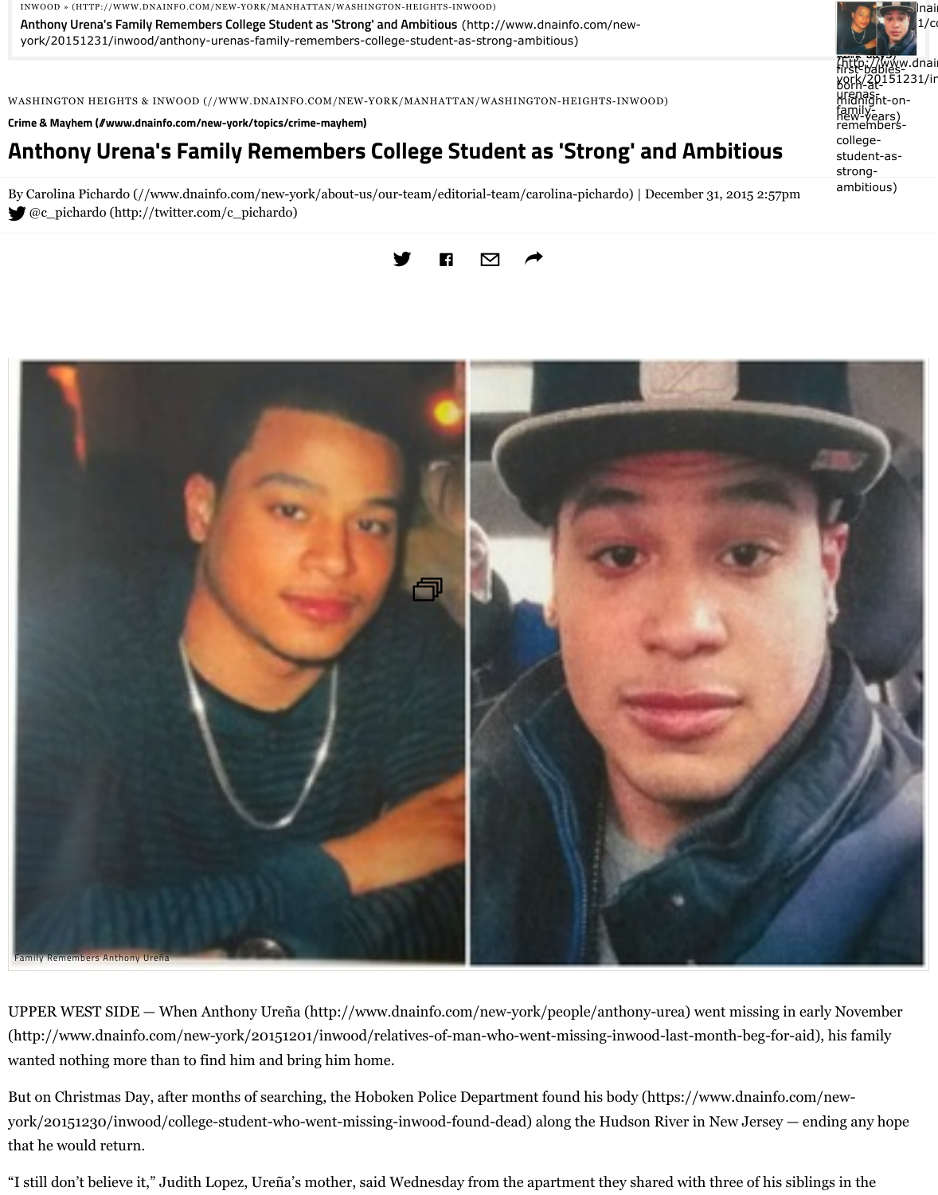INWOOD » (HTTP://WWW.DNAINFO.COM/NEW-YORK/MANHATTAN/WASHINGTON-HEIGHTS-INWOOD)

**Anthony Urena's Family Remembers College Student as 'Strong' and Ambitious** (http://www.dnainfo.com/new-york/20151231/inwood/anthony-urenas-family-remembers-college-student-as-strong-ambitious)

WASHINGTON HEIGHTS & INWOOD (//WWW.DNAINFO.COM/NEW-YORK/MANHATTAN/WASHINGTON-HEIGHTS-INWOOD)

**Crime & Mayhem (//www.dnainfo.com/new-york/topics/crime-mayhem)**

# Anthony Urena's Family Remembers College Student as 'Strong' and Ambitious

By Carolina Pichardo (//www.dnainfo.com/new-york/about-us/our-team/editorial-team/carolina-pichardo) | December 31, 2015 2:57pm
@c_pichardo (http://twitter.com/c_pichardo)

Family Remembers Anthony Ureña

UPPER WEST SIDE — When Anthony Ureña (http://www.dnainfo.com/new-york/people/anthony-urea) went missing in early November (http://www.dnainfo.com/new-york/20151201/inwood/relatives-of-man-who-went-missing-inwood-last-month-beg-for-aid), his family wanted nothing more than to find him and bring him home.

But on Christmas Day, after months of searching, the Hoboken Police Department found his body (https://www.dnainfo.com/new-york/20151230/inwood/college-student-who-went-missing-inwood-found-dead) along the Hudson River in New Jersey — ending any hope that he would return.

“I still don’t believe it,” Judith Lopez, Ureña’s mother, said Wednesday from the apartment they shared with three of his siblings in the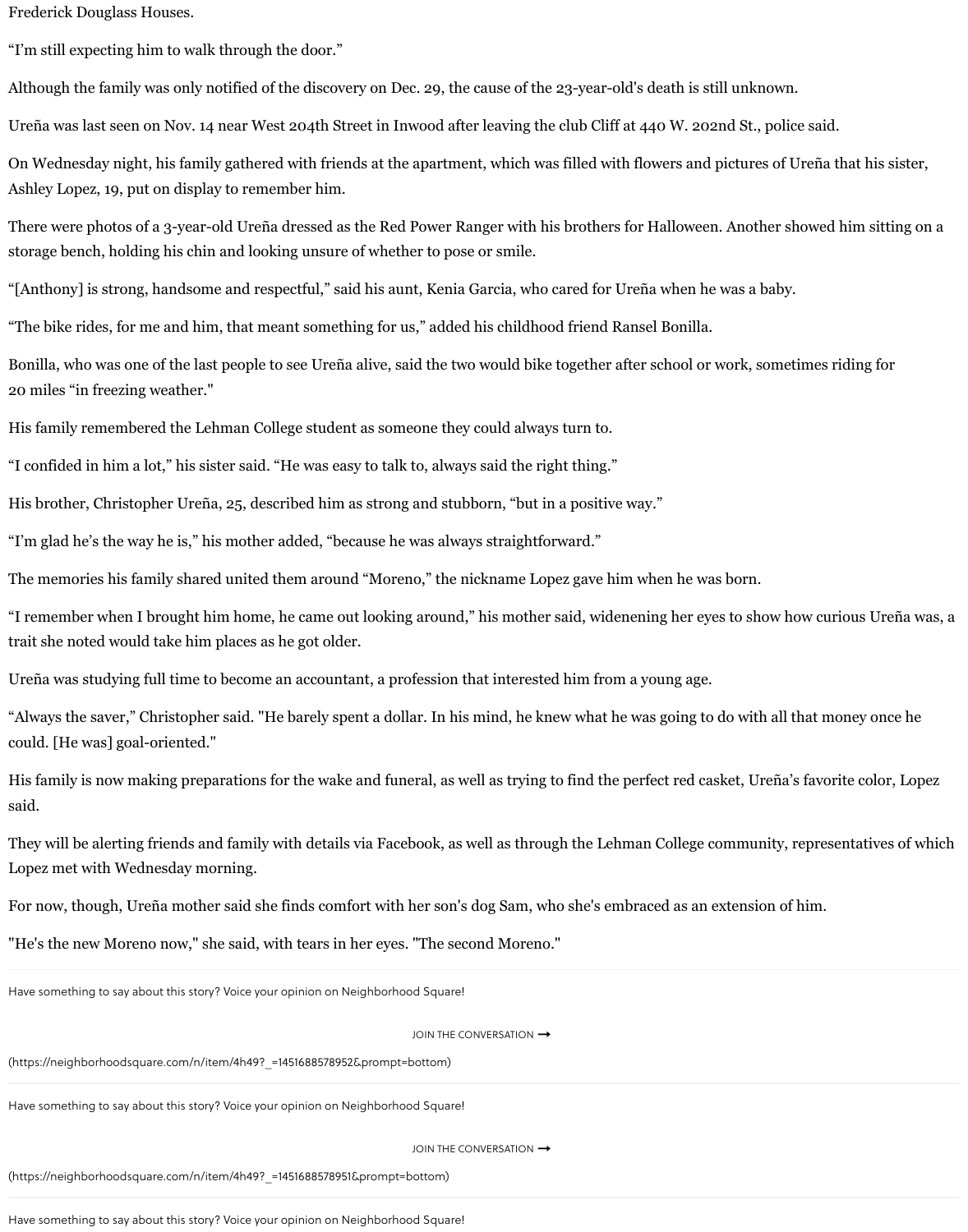Frederick Douglass Houses.

"I'm still expecting him to walk through the door."

Although the family was only notified of the discovery on Dec. 29, the cause of the 23-year-old's death is still unknown.

Ureña was last seen on Nov. 14 near West 204th Street in Inwood after leaving the club Cliff at 440 W. 202nd St., police said.

On Wednesday night, his family gathered with friends at the apartment, which was filled with flowers and pictures of Ureña that his sister, Ashley Lopez, 19, put on display to remember him.

There were photos of a 3-year-old Ureña dressed as the Red Power Ranger with his brothers for Halloween. Another showed him sitting on a storage bench, holding his chin and looking unsure of whether to pose or smile.

"[Anthony] is strong, handsome and respectful," said his aunt, Kenia Garcia, who cared for Ureña when he was a baby.

"The bike rides, for me and him, that meant something for us," added his childhood friend Ransel Bonilla.

Bonilla, who was one of the last people to see Ureña alive, said the two would bike together after school or work, sometimes riding for 20 miles "in freezing weather."

His family remembered the Lehman College student as someone they could always turn to.

"I confided in him a lot," his sister said. "He was easy to talk to, always said the right thing."

His brother, Christopher Ureña, 25, described him as strong and stubborn, "but in a positive way."

"I'm glad he's the way he is," his mother added, "because he was always straightforward."

The memories his family shared united them around "Moreno," the nickname Lopez gave him when he was born.

"I remember when I brought him home, he came out looking around," his mother said, widenening her eyes to show how curious Ureña was, a trait she noted would take him places as he got older.

Ureña was studying full time to become an accountant, a profession that interested him from a young age.

"Always the saver," Christopher said. "He barely spent a dollar. In his mind, he knew what he was going to do with all that money once he could. [He was] goal-oriented."

His family is now making preparations for the wake and funeral, as well as trying to find the perfect red casket, Ureña's favorite color, Lopez said.

They will be alerting friends and family with details via Facebook, as well as through the Lehman College community, representatives of which Lopez met with Wednesday morning.

For now, though, Ureña mother said she finds comfort with her son's dog Sam, who she's embraced as an extension of him.

"He's the new Moreno now," she said, with tears in her eyes. "The second Moreno."

Have something to say about this story? Voice your opinion on Neighborhood Square!

JOIN THE CONVERSATION →

(https://neighborhoodsquare.com/n/item/4h49?_=1451688578952&prompt=bottom)

Have something to say about this story? Voice your opinion on Neighborhood Square!

JOIN THE CONVERSATION →

(https://neighborhoodsquare.com/n/item/4h49?_=1451688578951&prompt=bottom)

Have something to say about this story? Voice your opinion on Neighborhood Square!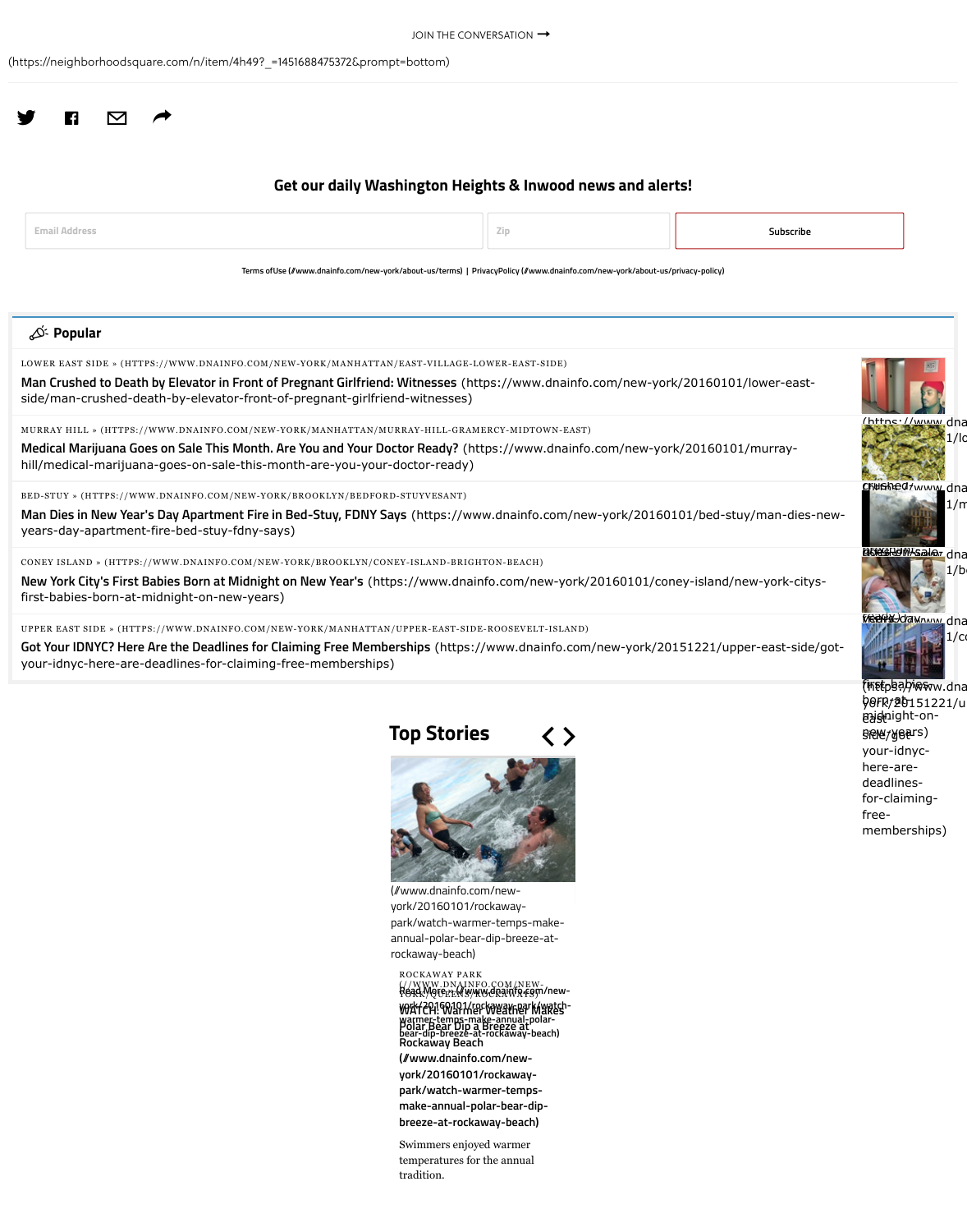JOIN THE CONVERSATION →

(https://neighborhoodsquare.com/n/item/4h49?_=1451688475372&prompt=bottom)

## Get our daily Washington Heights & Inwood news and alerts!

Email Address | Zip | Subscribe

Terms ofUse (//www.dnainfo.com/new-york/about-us/terms) | PrivacyPolicy (//www.dnainfo.com/new-york/about-us/privacy-policy)

## Popular

LOWER EAST SIDE » (HTTPS://WWW.DNAINFO.COM/NEW-YORK/MANHATTAN/EAST-VILLAGE-LOWER-EAST-SIDE)

**Man Crushed to Death by Elevator in Front of Pregnant Girlfriend: Witnesses** (https://www.dnainfo.com/new-york/20160101/lower-east-side/man-crushed-death-by-elevator-front-of-pregnant-girlfriend-witnesses)

MURRAY HILL » (HTTPS://WWW.DNAINFO.COM/NEW-YORK/MANHATTAN/MURRAY-HILL-GRAMERCY-MIDTOWN-EAST)

**Medical Marijuana Goes on Sale This Month. Are You and Your Doctor Ready?** (https://www.dnainfo.com/new-york/20160101/murray-hill/medical-marijuana-goes-on-sale-this-month-are-you-your-doctor-ready)

BED-STUY » (HTTPS://WWW.DNAINFO.COM/NEW-YORK/BROOKLYN/BEDFORD-STUYVESANT)

**Man Dies in New Year's Day Apartment Fire in Bed-Stuy, FDNY Says** (https://www.dnainfo.com/new-york/20160101/bed-stuy/man-dies-new-years-day-apartment-fire-bed-stuy-fdny-says)

CONEY ISLAND » (HTTPS://WWW.DNAINFO.COM/NEW-YORK/BROOKLYN/CONEY-ISLAND-BRIGHTON-BEACH)

**New York City's First Babies Born at Midnight on New Year's** (https://www.dnainfo.com/new-york/20160101/coney-island/new-york-citys-first-babies-born-at-midnight-on-new-years)

UPPER EAST SIDE » (HTTPS://WWW.DNAINFO.COM/NEW-YORK/MANHATTAN/UPPER-EAST-SIDE-ROOSEVELT-ISLAND)

**Got Your IDNYC? Here Are the Deadlines for Claiming Free Memberships** (https://www.dnainfo.com/new-york/20151221/upper-east-side/got-your-idnyc-here-are-deadlines-for-claiming-free-memberships)

## Top Stories

(//www.dnainfo.com/new-york/20160101/rockaway-park/watch-warmer-temps-make-annual-polar-bear-dip-breeze-at-rockaway-beach)

ROCKAWAY PARK (//WWW.DNAINFO.COM/NEW-YORK/QUEENS/ROCKAWAYS)

**WATCH: Warmer Weather Makes Polar Bear Dip a Breeze at Rockaway Beach** (//www.dnainfo.com/new-york/20160101/rockaway-park/watch-warmer-temps-make-annual-polar-bear-dip-breeze-at-rockaway-beach)

Swimmers enjoyed warmer temperatures for the annual tradition.

Read More » (//www.dnainfo.com/new-york/20160101/rockaway-park/watch-warmer-temps-make-annual-polar-bear-dip-breeze-at-rockaway-beach)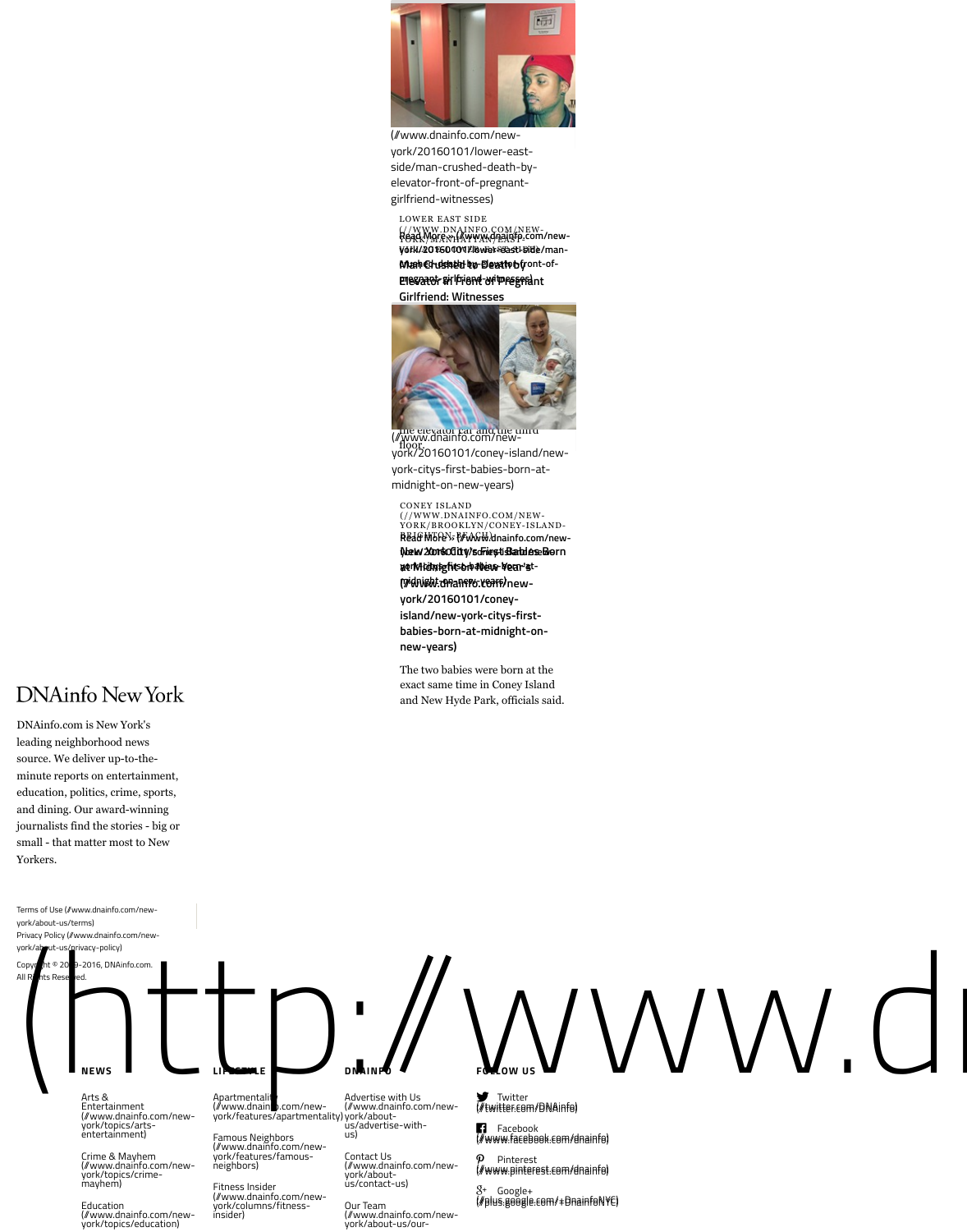(//www.dnainfo.com/new-york/20160101/lower-east-side/man-crushed-death-by-elevator-front-of-pregnant-girlfriend-witnesses)

LOWER EAST SIDE (//WWW.DNAINFO.COM/NEW-YORK/MANHATTAN/LOWER-EAST-SIDE)

**Man Crushed to Death by Elevator in Front of Pregnant Girlfriend: Witnesses**

Read More » (//www.dnainfo.com/new-york/20160101/lower-east-side/man-crushed-death-by-elevator-front-of-pregnant-girlfriend-witnesses)

The elevator car and the third floor.

(//www.dnainfo.com/new-york/20160101/coney-island/new-york-citys-first-babies-born-at-midnight-on-new-years)

CONEY ISLAND (//WWW.DNAINFO.COM/NEW-YORK/BROOKLYN/CONEY-ISLAND-BRIGHTON-BEACH)

**New York City's First Babies Born at Midnight on New Year's (//www.dnainfo.com/new-york/20160101/coney-island/new-york-citys-first-babies-born-at-midnight-on-new-years)**

Read More » (//www.dnainfo.com/new-york/20160101/coney-island/new-york-citys-first-babies-born-at-midnight-on-new-years)

The two babies were born at the exact same time in Coney Island and New Hyde Park, officials said.

## DNAinfo New York

DNAinfo.com is New York's leading neighborhood news source. We deliver up-to-the-minute reports on entertainment, education, politics, crime, sports, and dining. Our award-winning journalists find the stories - big or small - that matter most to New Yorkers.

Terms of Use (//www.dnainfo.com/new-york/about-us/terms)
Privacy Policy (//www.dnainfo.com/new-york/about-us/privacy-policy)

Copyright © 2009-2016, DNAinfo.com. All Rights Reserved.

(http://www.d

**NEWS**

- Arts & Entertainment (//www.dnainfo.com/new-york/topics/arts-entertainment)
- Crime & Mayhem (//www.dnainfo.com/new-york/topics/crime-mayhem)
- Education (//www.dnainfo.com/new-york/topics/education)

**LIFESTYLE**

- Apartmentality (//www.dnainfo.com/new-york/features/apartmentality)
- Famous Neighbors (//www.dnainfo.com/new-york/features/famous-neighbors)
- Fitness Insider (//www.dnainfo.com/new-york/columns/fitness-insider)

**DNAINFO**

- Advertise with Us (//www.dnainfo.com/new-york/about-us/advertise-with-us)
- Contact Us (//www.dnainfo.com/new-york/about-us/contact-us)
- Our Team (//www.dnainfo.com/new-york/about-us/our-

**FOLLOW US**

- Twitter (//twitter.com/DNAinfo)
- Facebook (//www.facebook.com/dnainfo)
- Pinterest (//www.pinterest.com/dnainfo)
- Google+ (//plus.google.com/+DnainfoNYC)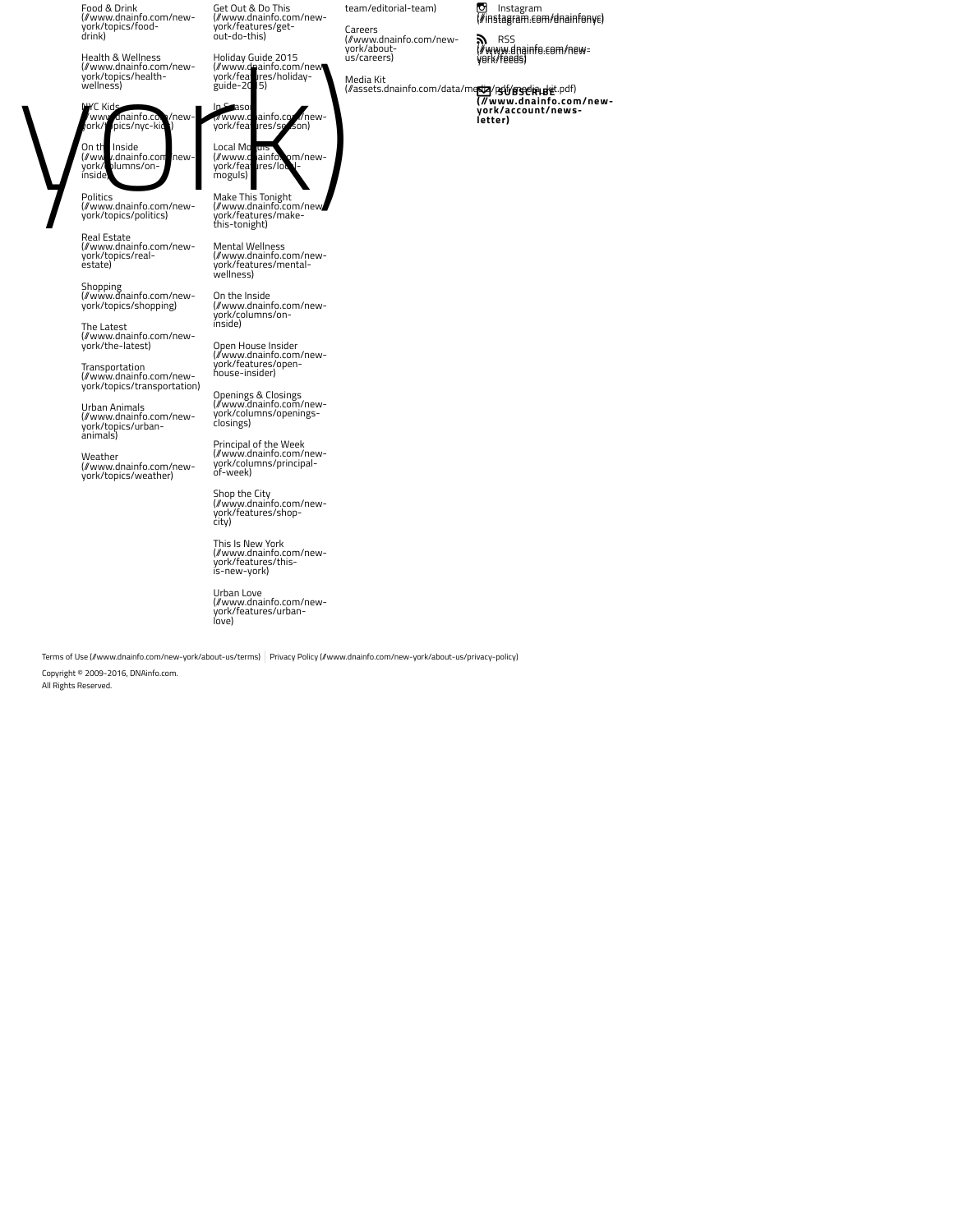york)

Food & Drink (//www.dnainfo.com/new-york/topics/food-drink)

Health & Wellness (//www.dnainfo.com/new-york/topics/health-wellness)

NYC Kids (//www.dnainfo.com/new-york/topics/nyc-kids)

On the Inside (//www.dnainfo.com/new-york/columns/on-inside)

Politics (//www.dnainfo.com/new-york/topics/politics)

Real Estate (//www.dnainfo.com/new-york/topics/real-estate)

Shopping (//www.dnainfo.com/new-york/topics/shopping)

The Latest (//www.dnainfo.com/new-york/the-latest)

Transportation (//www.dnainfo.com/new-york/topics/transportation)

Urban Animals (//www.dnainfo.com/new-york/topics/urban-animals)

Weather (//www.dnainfo.com/new-york/topics/weather)

Get Out & Do This (//www.dnainfo.com/new-york/features/get-out-do-this)

Holiday Guide 2015 (//www.dnainfo.com/new-york/features/holiday-guide-2015)

In Season (//www.dnainfo.com/new-york/features/season)

Local Moguls (//www.dnainfo.com/new-york/features/local-moguls)

Make This Tonight (//www.dnainfo.com/new-york/features/make-this-tonight)

Mental Wellness (//www.dnainfo.com/new-york/features/mental-wellness)

On the Inside (//www.dnainfo.com/new-york/columns/on-inside)

Open House Insider (//www.dnainfo.com/new-york/features/open-house-insider)

Openings & Closings (//www.dnainfo.com/new-york/columns/openings-closings)

Principal of the Week (//www.dnainfo.com/new-york/columns/principal-of-week)

Shop the City (//www.dnainfo.com/new-york/features/shop-city)

This Is New York (//www.dnainfo.com/new-york/features/this-is-new-york)

Urban Love (//www.dnainfo.com/new-york/features/urban-love)

team/editorial-team)

Careers (//www.dnainfo.com/new-york/about-us/careers)

Media Kit (//assets.dnainfo.com/data/media/pdf/media_kit.pdf)

Instagram (//instagram.com/dnainfonyc)

RSS (//www.dnainfo.com/new-york/feeds)

**SUBSCRIBE (//www.dnainfo.com/new-york/account/news-letter)**

Terms of Use (//www.dnainfo.com/new-york/about-us/terms) | Privacy Policy (//www.dnainfo.com/new-york/about-us/privacy-policy)

Copyright © 2009-2016, DNAinfo.com.
All Rights Reserved.